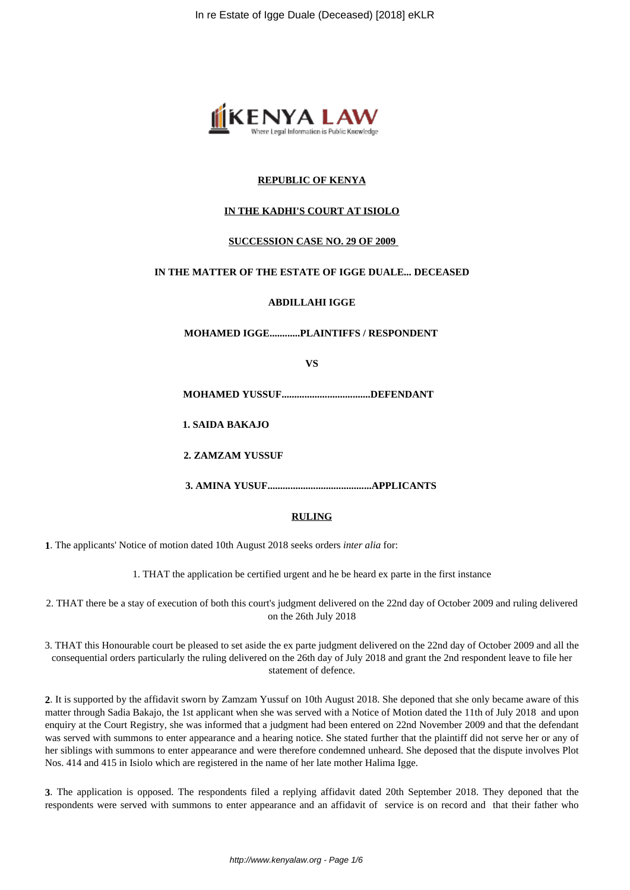**REPUBLIC OF KENYA**

**IN THE KADHI'S COURT AT ISIOLO**

**SUCCESSION CASE NO. 29 OF 2009**

**IN THE MATTER OF THE ESTATE OF IGGE DUALE... DECEASED**

**ABDILLAHI IGGE**

**MOHAMED IGGE............PLAINTIFFS / RESPONDENT**

**VS**

**MOHAMED YUSSUF...................................DEFENDANT**

**1. SAIDA BAKAJO**

**2. ZAMZAM YUSSUF**

**3. AMINA YUSUF.........................................APPLICANTS**

## RULING

**1**. The applicants' Notice of motion dated 10th August 2018 seeks orders *inter alia* for:

1. THAT the application be certified urgent and he be heard ex parte in the first instance

2. THAT there be a stay of execution of both this court's judgment delivered on the 22nd day of October 2009 and ruling delivered on the 26th July 2018

3. THAT this Honourable court be pleased to set aside the ex parte judgment delivered on the 22nd day of October 2009 and all the consequential orders particularly the ruling delivered on the 26th day of July 2018 and grant the 2nd respondent leave to file her statement of defence.

**2**. It is supported by the affidavit sworn by Zamzam Yussuf on 10th August 2018. She deponed that she only became aware of this matter through Sadia Bakajo, the 1st applicant when she was served with a Notice of Motion dated the 11th of July 2018 and upon enquiry at the Court Registry, she was informed that a judgment had been entered on 22nd November 2009 and that the defendant was served with summons to enter appearance and a hearing notice. She stated further that the plaintiff did not serve her or any of her siblings with summons to enter appearance and were therefore condemned unheard. She deposed that the dispute involves Plot Nos. 414 and 415 in Isiolo which are registered in the name of her late mother Halima Igge.

**3**. The application is opposed. The respondents filed a replying affidavit dated 20th September 2018. They deponed that the respondents were served with summons to enter appearance and an affidavit of service is on record and that their father who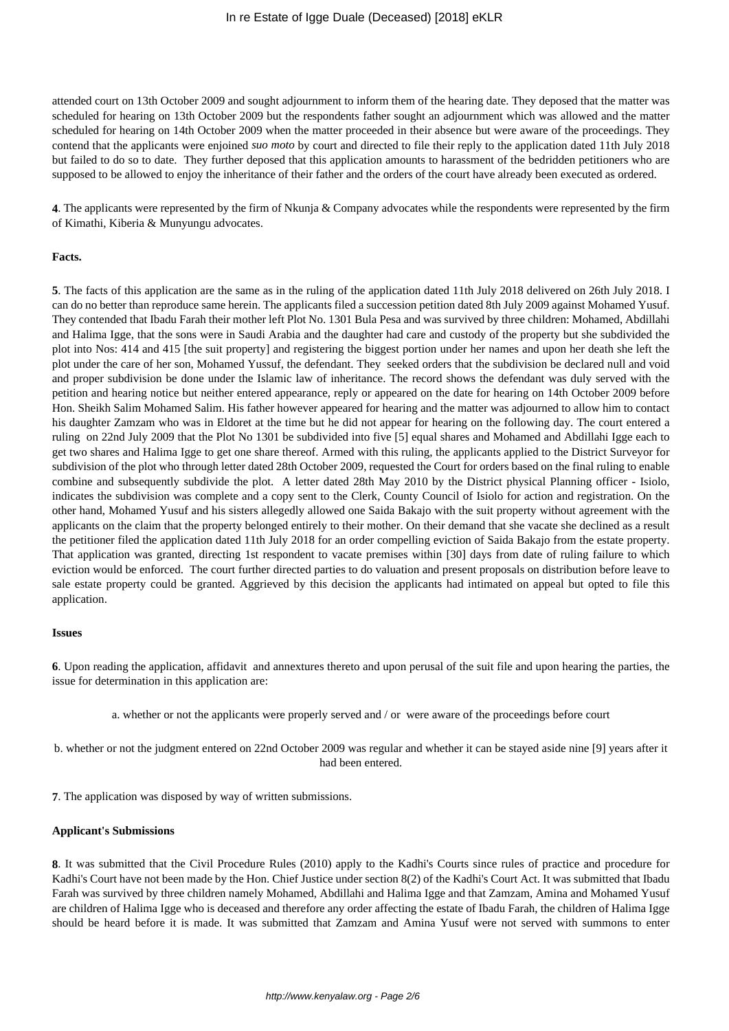attended court on 13th October 2009 and sought adjournment to inform them of the hearing date. They deposed that the matter was scheduled for hearing on 13th October 2009 but the respondents father sought an adjournment which was allowed and the matter scheduled for hearing on 14th October 2009 when the matter proceeded in their absence but were aware of the proceedings. They contend that the applicants were enjoined *suo moto* by court and directed to file their reply to the application dated 11th July 2018 but failed to do so to date. They further deposed that this application amounts to harassment of the bedridden petitioners who are supposed to be allowed to enjoy the inheritance of their father and the orders of the court have already been executed as ordered.

**4**. The applicants were represented by the firm of Nkunja & Company advocates while the respondents were represented by the firm of Kimathi, Kiberia & Munyungu advocates.

**Facts.**

**5**. The facts of this application are the same as in the ruling of the application dated 11th July 2018 delivered on 26th July 2018. I can do no better than reproduce same herein. The applicants filed a succession petition dated 8th July 2009 against Mohamed Yusuf. They contended that Ibadu Farah their mother left Plot No. 1301 Bula Pesa and was survived by three children: Mohamed, Abdillahi and Halima Igge, that the sons were in Saudi Arabia and the daughter had care and custody of the property but she subdivided the plot into Nos: 414 and 415 [the suit property] and registering the biggest portion under her names and upon her death she left the plot under the care of her son, Mohamed Yussuf, the defendant. They seeked orders that the subdivision be declared null and void and proper subdivision be done under the Islamic law of inheritance. The record shows the defendant was duly served with the petition and hearing notice but neither entered appearance, reply or appeared on the date for hearing on 14th October 2009 before Hon. Sheikh Salim Mohamed Salim. His father however appeared for hearing and the matter was adjourned to allow him to contact his daughter Zamzam who was in Eldoret at the time but he did not appear for hearing on the following day. The court entered a ruling on 22nd July 2009 that the Plot No 1301 be subdivided into five [5] equal shares and Mohamed and Abdillahi Igge each to get two shares and Halima Igge to get one share thereof. Armed with this ruling, the applicants applied to the District Surveyor for subdivision of the plot who through letter dated 28th October 2009, requested the Court for orders based on the final ruling to enable combine and subsequently subdivide the plot. A letter dated 28th May 2010 by the District physical Planning officer - Isiolo, indicates the subdivision was complete and a copy sent to the Clerk, County Council of Isiolo for action and registration. On the other hand, Mohamed Yusuf and his sisters allegedly allowed one Saida Bakajo with the suit property without agreement with the applicants on the claim that the property belonged entirely to their mother. On their demand that she vacate she declined as a result the petitioner filed the application dated 11th July 2018 for an order compelling eviction of Saida Bakajo from the estate property. That application was granted, directing 1st respondent to vacate premises within [30] days from date of ruling failure to which eviction would be enforced. The court further directed parties to do valuation and present proposals on distribution before leave to sale estate property could be granted. Aggrieved by this decision the applicants had intimated on appeal but opted to file this application.

**Issues**

**6**. Upon reading the application, affidavit and annextures thereto and upon perusal of the suit file and upon hearing the parties, the issue for determination in this application are:

a. whether or not the applicants were properly served and / or were aware of the proceedings before court

b. whether or not the judgment entered on 22nd October 2009 was regular and whether it can be stayed aside nine [9] years after it had been entered.

**7**. The application was disposed by way of written submissions.

**Applicant's Submissions**

**8**. It was submitted that the Civil Procedure Rules (2010) apply to the Kadhi's Courts since rules of practice and procedure for Kadhi's Court have not been made by the Hon. Chief Justice under section 8(2) of the Kadhi's Court Act. It was submitted that Ibadu Farah was survived by three children namely Mohamed, Abdillahi and Halima Igge and that Zamzam, Amina and Mohamed Yusuf are children of Halima Igge who is deceased and therefore any order affecting the estate of Ibadu Farah, the children of Halima Igge should be heard before it is made. It was submitted that Zamzam and Amina Yusuf were not served with summons to enter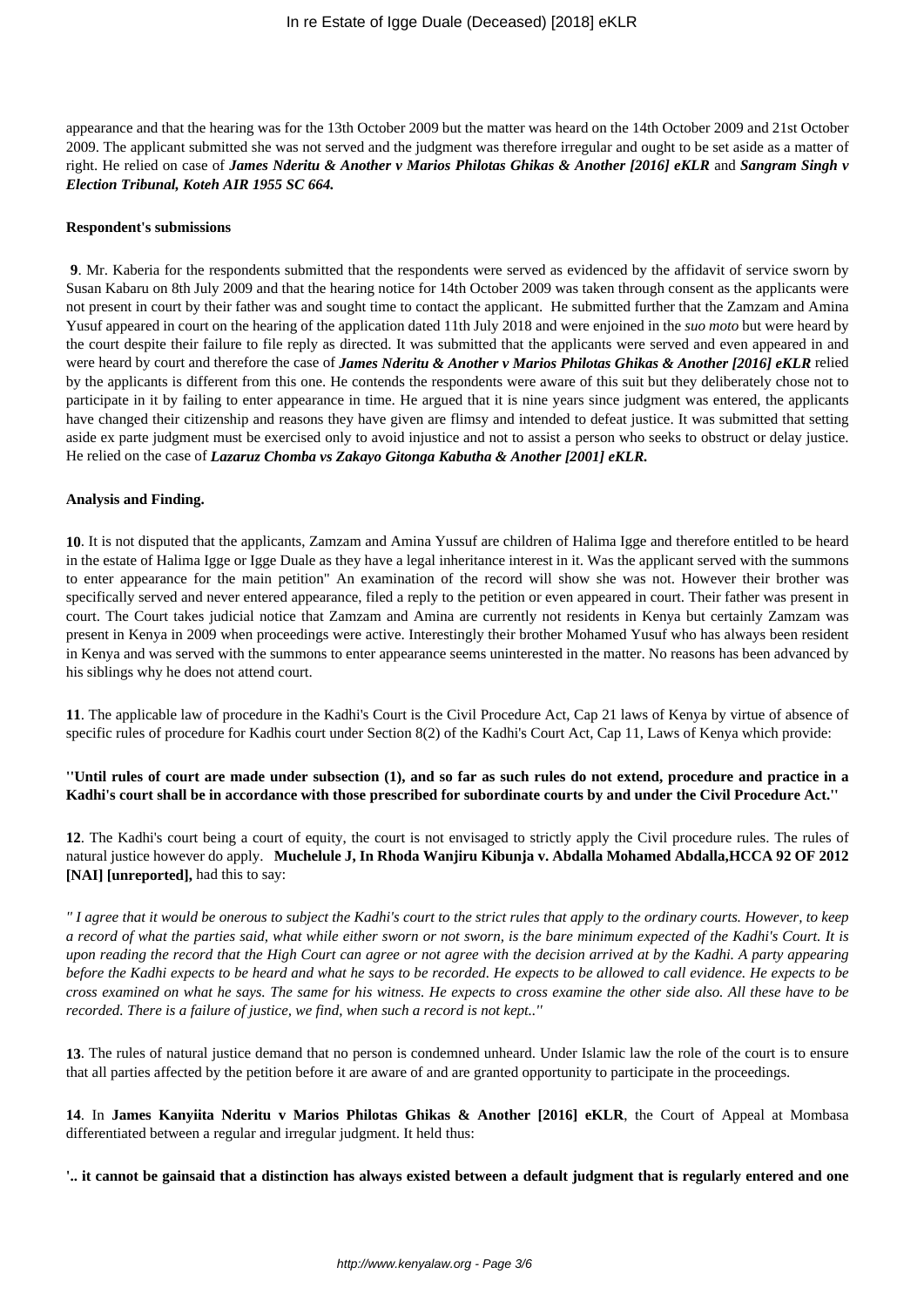appearance and that the hearing was for the 13th October 2009 but the matter was heard on the 14th October 2009 and 21st October 2009. The applicant submitted she was not served and the judgment was therefore irregular and ought to be set aside as a matter of right. He relied on case of ***James Nderitu & Another v Marios Philotas Ghikas & Another [2016] eKLR*** and ***Sangram Singh v Election Tribunal, Koteh AIR 1955 SC 664.***

**Respondent's submissions**

**9**. Mr. Kaberia for the respondents submitted that the respondents were served as evidenced by the affidavit of service sworn by Susan Kabaru on 8th July 2009 and that the hearing notice for 14th October 2009 was taken through consent as the applicants were not present in court by their father was and sought time to contact the applicant. He submitted further that the Zamzam and Amina Yusuf appeared in court on the hearing of the application dated 11th July 2018 and were enjoined in the *suo moto* but were heard by the court despite their failure to file reply as directed. It was submitted that the applicants were served and even appeared in and were heard by court and therefore the case of ***James Nderitu & Another v Marios Philotas Ghikas & Another [2016] eKLR*** relied by the applicants is different from this one. He contends the respondents were aware of this suit but they deliberately chose not to participate in it by failing to enter appearance in time. He argued that it is nine years since judgment was entered, the applicants have changed their citizenship and reasons they have given are flimsy and intended to defeat justice. It was submitted that setting aside ex parte judgment must be exercised only to avoid injustice and not to assist a person who seeks to obstruct or delay justice. He relied on the case of ***Lazaruz Chomba vs Zakayo Gitonga Kabutha & Another [2001] eKLR.***

**Analysis and Finding.**

**10**. It is not disputed that the applicants, Zamzam and Amina Yussuf are children of Halima Igge and therefore entitled to be heard in the estate of Halima Igge or Igge Duale as they have a legal inheritance interest in it. Was the applicant served with the summons to enter appearance for the main petition" An examination of the record will show she was not. However their brother was specifically served and never entered appearance, filed a reply to the petition or even appeared in court. Their father was present in court. The Court takes judicial notice that Zamzam and Amina are currently not residents in Kenya but certainly Zamzam was present in Kenya in 2009 when proceedings were active. Interestingly their brother Mohamed Yusuf who has always been resident in Kenya and was served with the summons to enter appearance seems uninterested in the matter. No reasons has been advanced by his siblings why he does not attend court.

**11**. The applicable law of procedure in the Kadhi's Court is the Civil Procedure Act, Cap 21 laws of Kenya by virtue of absence of specific rules of procedure for Kadhis court under Section 8(2) of the Kadhi's Court Act, Cap 11, Laws of Kenya which provide:

**''Until rules of court are made under subsection (1), and so far as such rules do not extend, procedure and practice in a Kadhi's court shall be in accordance with those prescribed for subordinate courts by and under the Civil Procedure Act.''**

**12**. The Kadhi's court being a court of equity, the court is not envisaged to strictly apply the Civil procedure rules. The rules of natural justice however do apply. **Muchelule J, In Rhoda Wanjiru Kibunja v. Abdalla Mohamed Abdalla,HCCA 92 OF 2012 [NAI] [unreported],** had this to say:

*" I agree that it would be onerous to subject the Kadhi's court to the strict rules that apply to the ordinary courts. However, to keep a record of what the parties said, what while either sworn or not sworn, is the bare minimum expected of the Kadhi's Court. It is upon reading the record that the High Court can agree or not agree with the decision arrived at by the Kadhi. A party appearing before the Kadhi expects to be heard and what he says to be recorded. He expects to be allowed to call evidence. He expects to be cross examined on what he says. The same for his witness. He expects to cross examine the other side also. All these have to be recorded. There is a failure of justice, we find, when such a record is not kept..''*

**13**. The rules of natural justice demand that no person is condemned unheard. Under Islamic law the role of the court is to ensure that all parties affected by the petition before it are aware of and are granted opportunity to participate in the proceedings.

**14**. In **James Kanyiita Nderitu v Marios Philotas Ghikas & Another [2016] eKLR**, the Court of Appeal at Mombasa differentiated between a regular and irregular judgment. It held thus:

**'.. it cannot be gainsaid that a distinction has always existed between a default judgment that is regularly entered and one**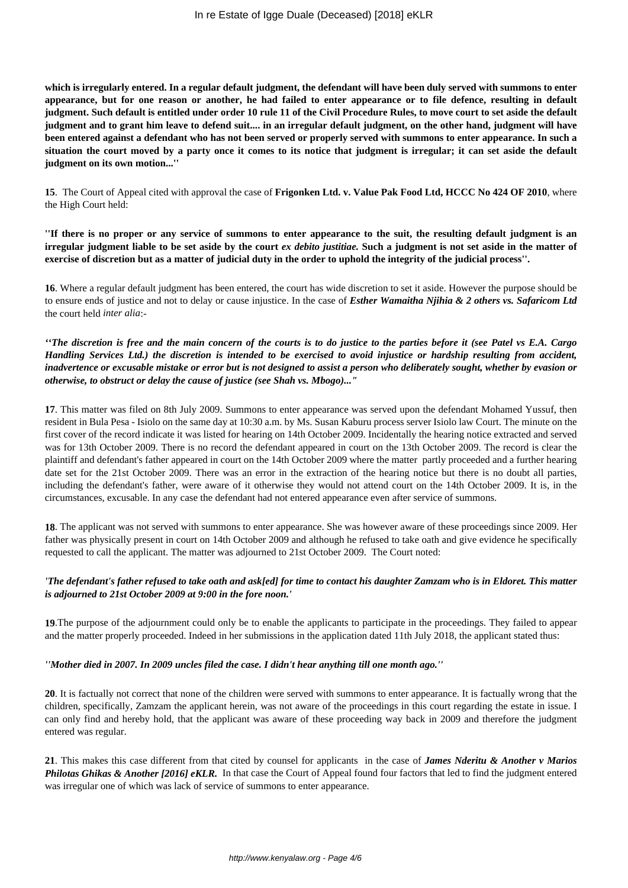**which is irregularly entered. In a regular default judgment, the defendant will have been duly served with summons to enter appearance, but for one reason or another, he had failed to enter appearance or to file defence, resulting in default judgment. Such default is entitled under order 10 rule 11 of the Civil Procedure Rules, to move court to set aside the default judgment and to grant him leave to defend suit.... in an irregular default judgment, on the other hand, judgment will have been entered against a defendant who has not been served or properly served with summons to enter appearance. In such a situation the court moved by a party once it comes to its notice that judgment is irregular; it can set aside the default judgment on its own motion...''**

**15**. The Court of Appeal cited with approval the case of **Frigonken Ltd. v. Value Pak Food Ltd, HCCC No 424 OF 2010**, where the High Court held:

**''If there is no proper or any service of summons to enter appearance to the suit, the resulting default judgment is an irregular judgment liable to be set aside by the court *ex debito justitiae.* Such a judgment is not set aside in the matter of exercise of discretion but as a matter of judicial duty in the order to uphold the integrity of the judicial process''.**

**16**. Where a regular default judgment has been entered, the court has wide discretion to set it aside. However the purpose should be to ensure ends of justice and not to delay or cause injustice. In the case of ***Esther Wamaitha Njihia & 2 others vs. Safaricom Ltd*** the court held *inter alia*:-

***''The discretion is free and the main concern of the courts is to do justice to the parties before it (see Patel vs E.A. Cargo Handling Services Ltd.) the discretion is intended to be exercised to avoid injustice or hardship resulting from accident, inadvertence or excusable mistake or error but is not designed to assist a person who deliberately sought, whether by evasion or otherwise, to obstruct or delay the cause of justice (see Shah vs. Mbogo)..."***

**17**. This matter was filed on 8th July 2009. Summons to enter appearance was served upon the defendant Mohamed Yussuf, then resident in Bula Pesa - Isiolo on the same day at 10:30 a.m. by Ms. Susan Kaburu process server Isiolo law Court. The minute on the first cover of the record indicate it was listed for hearing on 14th October 2009. Incidentally the hearing notice extracted and served was for 13th October 2009. There is no record the defendant appeared in court on the 13th October 2009. The record is clear the plaintiff and defendant's father appeared in court on the 14th October 2009 where the matter partly proceeded and a further hearing date set for the 21st October 2009. There was an error in the extraction of the hearing notice but there is no doubt all parties, including the defendant's father, were aware of it otherwise they would not attend court on the 14th October 2009. It is, in the circumstances, excusable. In any case the defendant had not entered appearance even after service of summons.

**18**. The applicant was not served with summons to enter appearance. She was however aware of these proceedings since 2009. Her father was physically present in court on 14th October 2009 and although he refused to take oath and give evidence he specifically requested to call the applicant. The matter was adjourned to 21st October 2009. The Court noted:

***'The defendant's father refused to take oath and ask[ed] for time to contact his daughter Zamzam who is in Eldoret. This matter is adjourned to 21st October 2009 at 9:00 in the fore noon.'***

**19**.The purpose of the adjournment could only be to enable the applicants to participate in the proceedings. They failed to appear and the matter properly proceeded. Indeed in her submissions in the application dated 11th July 2018, the applicant stated thus:

*''Mother died in 2007. In 2009 uncles filed the case. I didn't hear anything till one month ago.''*

**20**. It is factually not correct that none of the children were served with summons to enter appearance. It is factually wrong that the children, specifically, Zamzam the applicant herein, was not aware of the proceedings in this court regarding the estate in issue. I can only find and hereby hold, that the applicant was aware of these proceeding way back in 2009 and therefore the judgment entered was regular.

**21**. This makes this case different from that cited by counsel for applicants in the case of ***James Nderitu & Another v Marios Philotas Ghikas & Another [2016] eKLR.*** In that case the Court of Appeal found four factors that led to find the judgment entered was irregular one of which was lack of service of summons to enter appearance.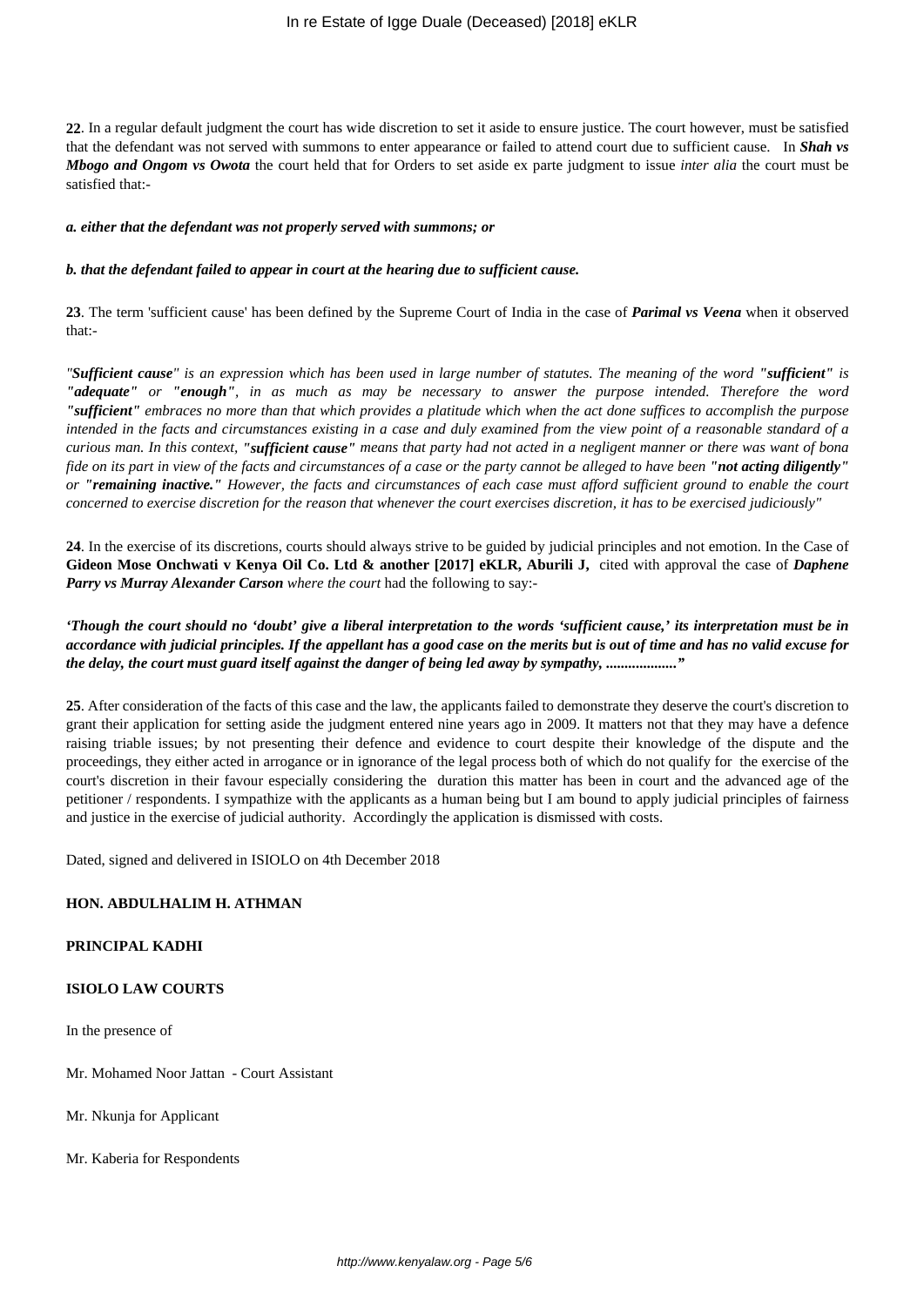**22**. In a regular default judgment the court has wide discretion to set it aside to ensure justice. The court however, must be satisfied that the defendant was not served with summons to enter appearance or failed to attend court due to sufficient cause. In ***Shah vs Mbogo and Ongom vs Owota*** the court held that for Orders to set aside ex parte judgment to issue *inter alia* the court must be satisfied that:-

***a. either that the defendant was not properly served with summons; or***

***b. that the defendant failed to appear in court at the hearing due to sufficient cause.***

**23**. The term 'sufficient cause' has been defined by the Supreme Court of India in the case of ***Parimal vs Veena*** when it observed that:-

*"**Sufficient cause**" is an expression which has been used in large number of statutes. The meaning of the word **"sufficient"** is **"adequate"** or **"enough"**, in as much as may be necessary to answer the purpose intended. Therefore the word **"sufficient"** embraces no more than that which provides a platitude which when the act done suffices to accomplish the purpose intended in the facts and circumstances existing in a case and duly examined from the view point of a reasonable standard of a curious man. In this context, **"sufficient cause"** means that party had not acted in a negligent manner or there was want of bona fide on its part in view of the facts and circumstances of a case or the party cannot be alleged to have been **"not acting diligently"** or **"remaining inactive."** However, the facts and circumstances of each case must afford sufficient ground to enable the court concerned to exercise discretion for the reason that whenever the court exercises discretion, it has to be exercised judiciously"*

**24**. In the exercise of its discretions, courts should always strive to be guided by judicial principles and not emotion. In the Case of **Gideon Mose Onchwati v Kenya Oil Co. Ltd & another [2017] eKLR, Aburili J,** cited with approval the case of ***Daphene Parry vs Murray Alexander Carson*** *where the court* had the following to say:-

***'Though the court should no 'doubt' give a liberal interpretation to the words 'sufficient cause,' its interpretation must be in accordance with judicial principles. If the appellant has a good case on the merits but is out of time and has no valid excuse for the delay, the court must guard itself against the danger of being led away by sympathy, ..................."***

**25**. After consideration of the facts of this case and the law, the applicants failed to demonstrate they deserve the court's discretion to grant their application for setting aside the judgment entered nine years ago in 2009. It matters not that they may have a defence raising triable issues; by not presenting their defence and evidence to court despite their knowledge of the dispute and the proceedings, they either acted in arrogance or in ignorance of the legal process both of which do not qualify for the exercise of the court's discretion in their favour especially considering the duration this matter has been in court and the advanced age of the petitioner / respondents. I sympathize with the applicants as a human being but I am bound to apply judicial principles of fairness and justice in the exercise of judicial authority. Accordingly the application is dismissed with costs.

Dated, signed and delivered in ISIOLO on 4th December 2018

**HON. ABDULHALIM H. ATHMAN**

**PRINCIPAL KADHI**

**ISIOLO LAW COURTS**

In the presence of

Mr. Mohamed Noor Jattan - Court Assistant

Mr. Nkunja for Applicant

Mr. Kaberia for Respondents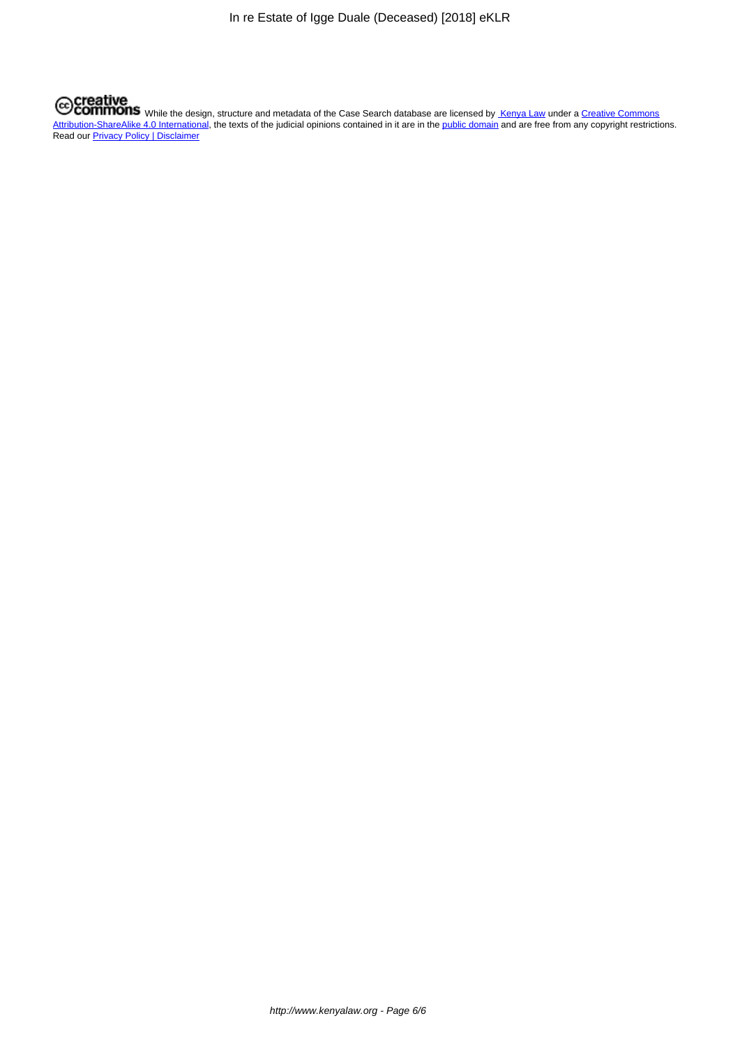While the design, structure and metadata of the Case Search database are licensed by Kenya Law under a Creative Commons Attribution-ShareAlike 4.0 International, the texts of the judicial opinions contained in it are in the public domain and are free from any copyright restrictions. Read our Privacy Policy | Disclaimer